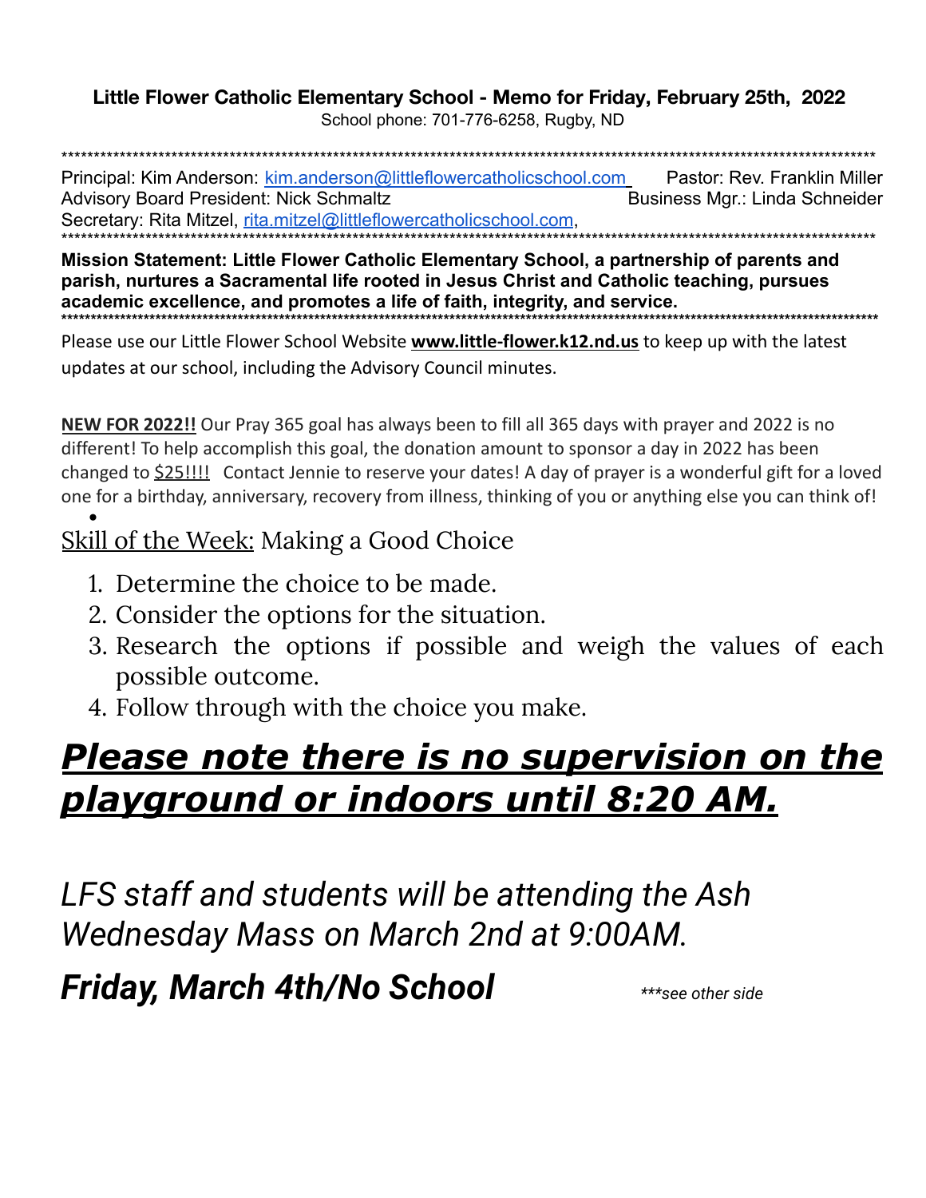**Little Flower Catholic Elementary School - Memo for Friday, February 25th, 2022**

School phone: 701-776-6258, Rugby, ND

***

Principal: Kim Anderson: kim.anderson@littleflowercatholicschool.com
Pastor: Rev. Franklin Miller
Advisory Board President: Nick Schmaltz
Business Mgr.: Linda Schneider
Secretary: Rita Mitzel, rita.mitzel@littleflowercatholicschool.com,

***

**Mission Statement: Little Flower Catholic Elementary School, a partnership of parents and parish, nurtures a Sacramental life rooted in Jesus Christ and Catholic teaching, pursues academic excellence, and promotes a life of faith, integrity, and service.**

***

Please use our Little Flower School Website **www.little-flower.k12.nd.us** to keep up with the latest updates at our school, including the Advisory Council minutes.

**NEW FOR 2022!!** Our Pray 365 goal has always been to fill all 365 days with prayer and 2022 is no different! To help accomplish this goal, the donation amount to sponsor a day in 2022 has been changed to $25!!!! Contact Jennie to reserve your dates! A day of prayer is a wonderful gift for a loved one for a birthday, anniversary, recovery from illness, thinking of you or anything else you can think of!

## Skill of the Week: Making a Good Choice

1. Determine the choice to be made.
2. Consider the options for the situation.
3. Research the options if possible and weigh the values of each possible outcome.
4. Follow through with the choice you make.

## ***Please note there is no supervision on the playground or indoors until 8:20 AM.***

*LFS staff and students will be attending the Ash Wednesday Mass on March 2nd at 9:00AM.*

***Friday, March 4th/No School***

****see other side*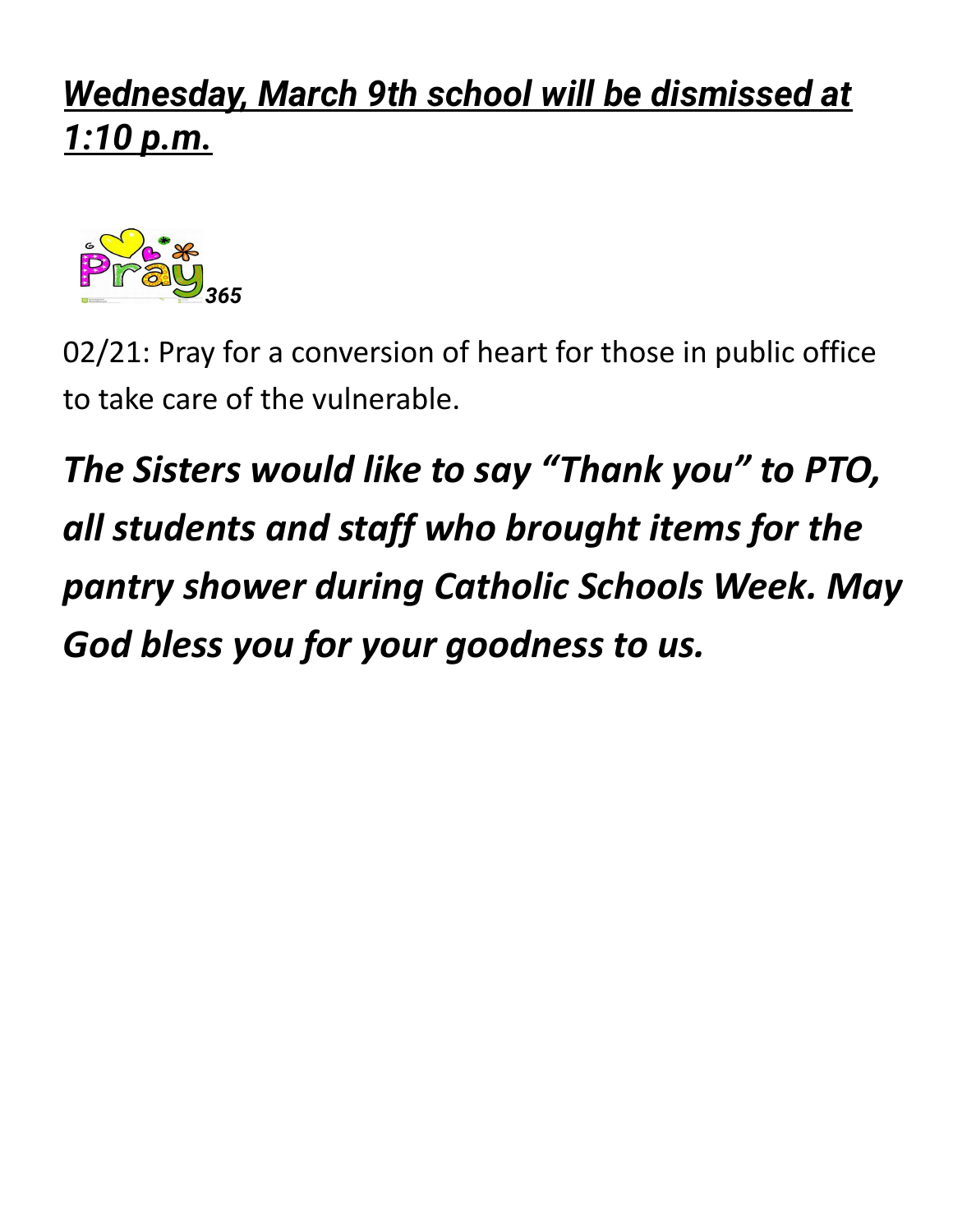***<u>Wednesday, March 9th school will be dismissed at 1:10 p.m.</u>***

*365*

02/21: Pray for a conversion of heart for those in public office to take care of the vulnerable.

***The Sisters would like to say "Thank you" to PTO, all students and staff who brought items for the pantry shower during Catholic Schools Week. May God bless you for your goodness to us.***